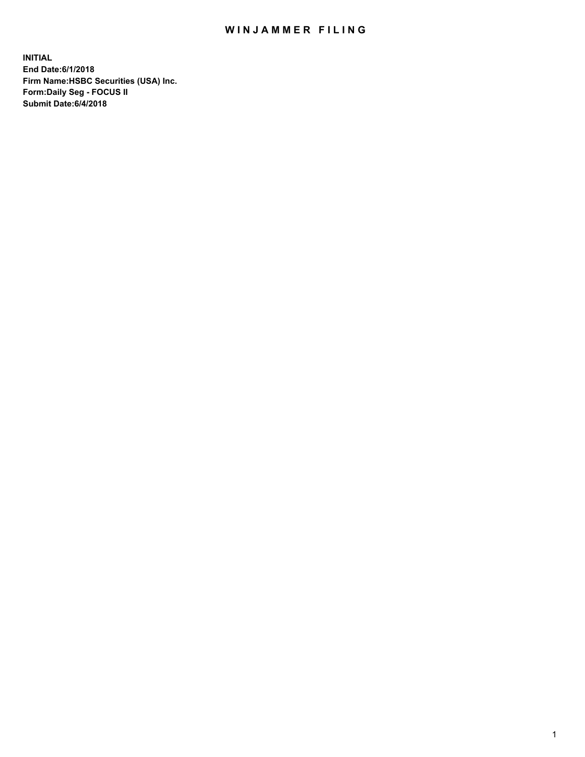# WINJAMMER FILING

**INITIAL**
**End Date:6/1/2018**
**Firm Name:HSBC Securities (USA) Inc.**
**Form:Daily Seg - FOCUS II**
**Submit Date:6/4/2018**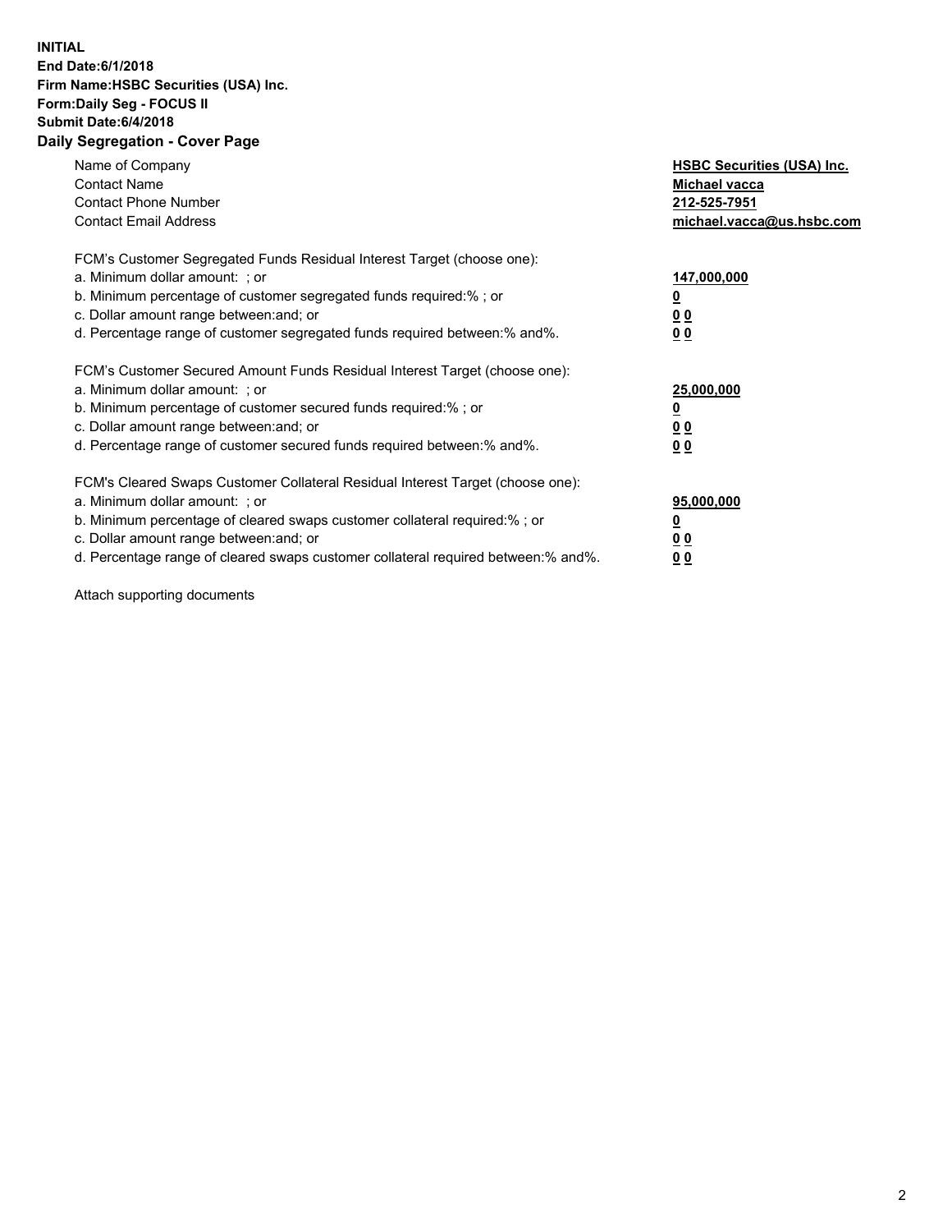**INITIAL**
**End Date:6/1/2018**
**Firm Name:HSBC Securities (USA) Inc.**
**Form:Daily Seg - FOCUS II**
**Submit Date:6/4/2018**

**Daily Segregation - Cover Page**

| | |
|---|---|
| Name of Company | **HSBC Securities (USA) Inc.** |
| Contact Name | **Michael vacca** |
| Contact Phone Number | **212-525-7951** |
| Contact Email Address | **michael.vacca@us.hsbc.com** |

FCM's Customer Segregated Funds Residual Interest Target (choose one):

| | |
|---|---|
| a. Minimum dollar amount: ; or | **147,000,000** |
| b. Minimum percentage of customer segregated funds required:% ; or | **0** |
| c. Dollar amount range between:and; or | **0 0** |
| d. Percentage range of customer segregated funds required between:% and%. | **0 0** |

FCM's Customer Secured Amount Funds Residual Interest Target (choose one):

| | |
|---|---|
| a. Minimum dollar amount: ; or | **25,000,000** |
| b. Minimum percentage of customer secured funds required:% ; or | **0** |
| c. Dollar amount range between:and; or | **0 0** |
| d. Percentage range of customer secured funds required between:% and%. | **0 0** |

FCM's Cleared Swaps Customer Collateral Residual Interest Target (choose one):

| | |
|---|---|
| a. Minimum dollar amount: ; or | **95,000,000** |
| b. Minimum percentage of cleared swaps customer collateral required:% ; or | **0** |
| c. Dollar amount range between:and; or | **0 0** |
| d. Percentage range of cleared swaps customer collateral required between:% and%. | **0 0** |

Attach supporting documents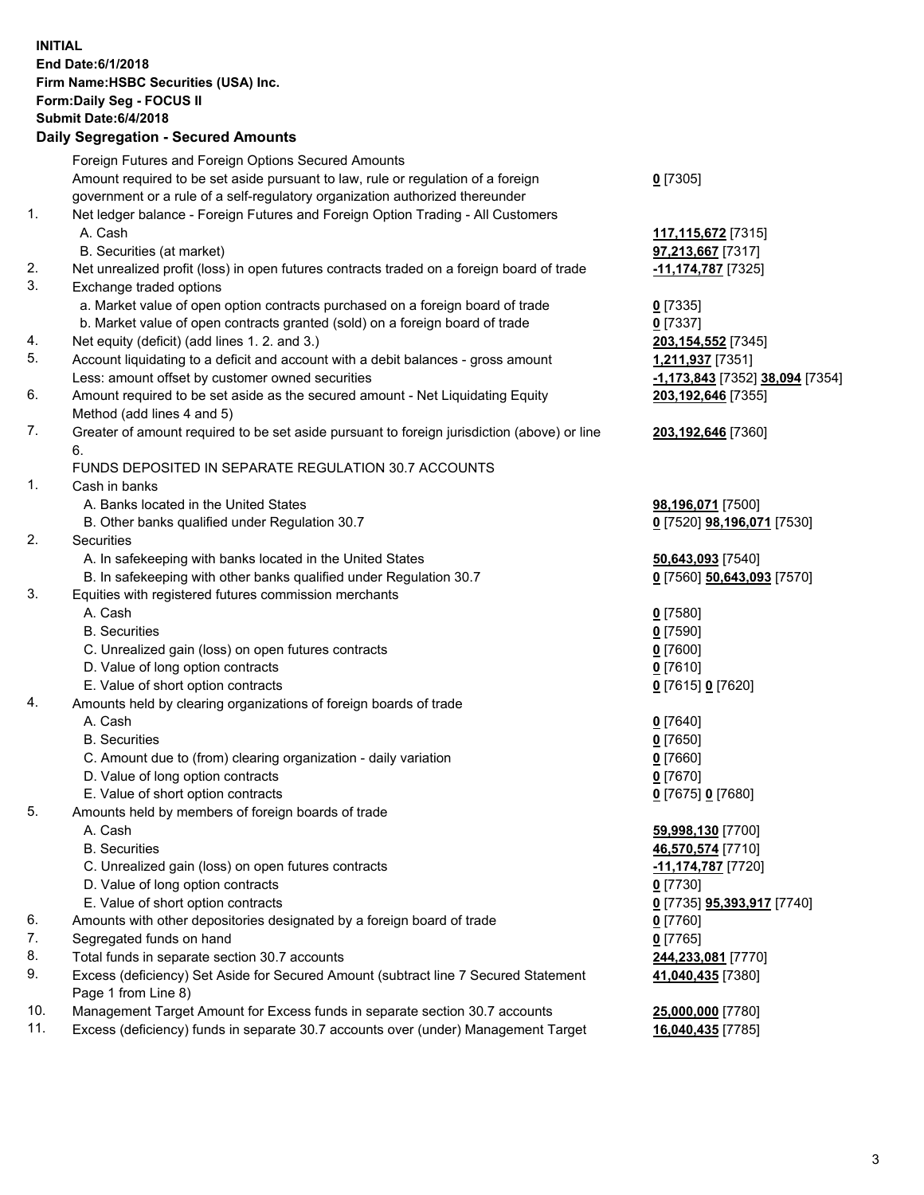**INITIAL**
**End Date:6/1/2018**
**Firm Name:HSBC Securities (USA) Inc.**
**Form:Daily Seg - FOCUS II**
**Submit Date:6/4/2018**
**Daily Segregation - Secured Amounts**

| | | |
|---|---|---|
| | Foreign Futures and Foreign Options Secured Amounts | |
| | Amount required to be set aside pursuant to law, rule or regulation of a foreign government or a rule of a self-regulatory organization authorized thereunder | **0** [7305] |
| 1. | Net ledger balance - Foreign Futures and Foreign Option Trading - All Customers | |
| | A. Cash | **117,115,672** [7315] |
| | B. Securities (at market) | **97,213,667** [7317] |
| 2. | Net unrealized profit (loss) in open futures contracts traded on a foreign board of trade | **-11,174,787** [7325] |
| 3. | Exchange traded options | |
| | a. Market value of open option contracts purchased on a foreign board of trade | **0** [7335] |
| | b. Market value of open contracts granted (sold) on a foreign board of trade | **0** [7337] |
| 4. | Net equity (deficit) (add lines 1. 2. and 3.) | **203,154,552** [7345] |
| 5. | Account liquidating to a deficit and account with a debit balances - gross amount | **1,211,937** [7351] |
| | Less: amount offset by customer owned securities | **-1,173,843** [7352] **38,094** [7354] |
| 6. | Amount required to be set aside as the secured amount - Net Liquidating Equity Method (add lines 4 and 5) | **203,192,646** [7355] |
| 7. | Greater of amount required to be set aside pursuant to foreign jurisdiction (above) or line 6. | **203,192,646** [7360] |
| | FUNDS DEPOSITED IN SEPARATE REGULATION 30.7 ACCOUNTS | |
| 1. | Cash in banks | |
| | A. Banks located in the United States | **98,196,071** [7500] |
| | B. Other banks qualified under Regulation 30.7 | **0** [7520] **98,196,071** [7530] |
| 2. | Securities | |
| | A. In safekeeping with banks located in the United States | **50,643,093** [7540] |
| | B. In safekeeping with other banks qualified under Regulation 30.7 | **0** [7560] **50,643,093** [7570] |
| 3. | Equities with registered futures commission merchants | |
| | A. Cash | **0** [7580] |
| | B. Securities | **0** [7590] |
| | C. Unrealized gain (loss) on open futures contracts | **0** [7600] |
| | D. Value of long option contracts | **0** [7610] |
| | E. Value of short option contracts | **0** [7615] **0** [7620] |
| 4. | Amounts held by clearing organizations of foreign boards of trade | |
| | A. Cash | **0** [7640] |
| | B. Securities | **0** [7650] |
| | C. Amount due to (from) clearing organization - daily variation | **0** [7660] |
| | D. Value of long option contracts | **0** [7670] |
| | E. Value of short option contracts | **0** [7675] **0** [7680] |
| 5. | Amounts held by members of foreign boards of trade | |
| | A. Cash | **59,998,130** [7700] |
| | B. Securities | **46,570,574** [7710] |
| | C. Unrealized gain (loss) on open futures contracts | **-11,174,787** [7720] |
| | D. Value of long option contracts | **0** [7730] |
| | E. Value of short option contracts | **0** [7735] **95,393,917** [7740] |
| 6. | Amounts with other depositories designated by a foreign board of trade | **0** [7760] |
| 7. | Segregated funds on hand | **0** [7765] |
| 8. | Total funds in separate section 30.7 accounts | **244,233,081** [7770] |
| 9. | Excess (deficiency) Set Aside for Secured Amount (subtract line 7 Secured Statement Page 1 from Line 8) | **41,040,435** [7380] |
| 10. | Management Target Amount for Excess funds in separate section 30.7 accounts | **25,000,000** [7780] |
| 11. | Excess (deficiency) funds in separate 30.7 accounts over (under) Management Target | **16,040,435** [7785] |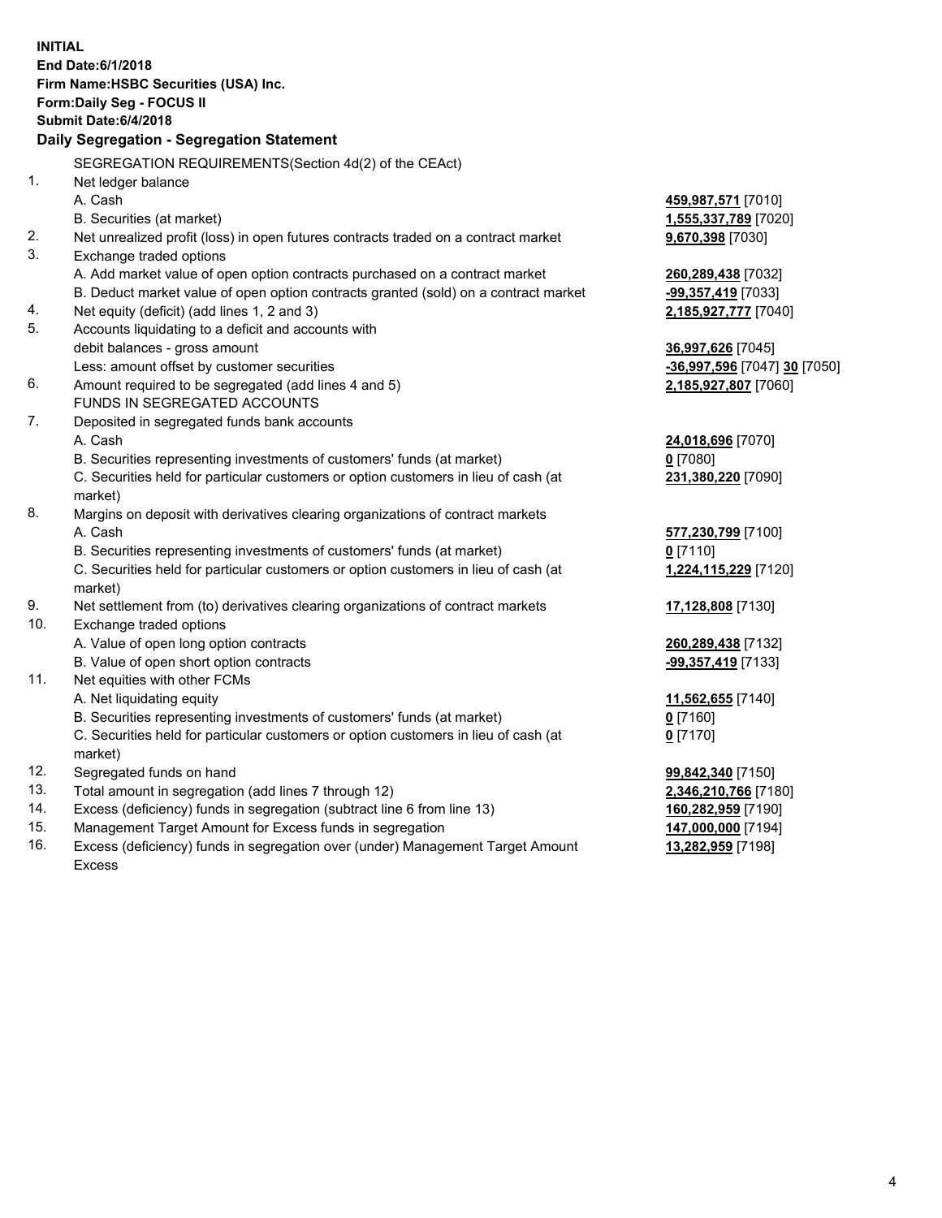**INITIAL**
**End Date:6/1/2018**
**Firm Name:HSBC Securities (USA) Inc.**
**Form:Daily Seg - FOCUS II**
**Submit Date:6/4/2018**

## Daily Segregation - Segregation Statement

| | | |
|---|---|---|
| | SEGREGATION REQUIREMENTS(Section 4d(2) of the CEAct) | |
| 1. | Net ledger balance | |
| | A. Cash | **459,987,571** [7010] |
| | B. Securities (at market) | **1,555,337,789** [7020] |
| 2. | Net unrealized profit (loss) in open futures contracts traded on a contract market | **9,670,398** [7030] |
| 3. | Exchange traded options | |
| | A. Add market value of open option contracts purchased on a contract market | **260,289,438** [7032] |
| | B. Deduct market value of open option contracts granted (sold) on a contract market | **-99,357,419** [7033] |
| 4. | Net equity (deficit) (add lines 1, 2 and 3) | **2,185,927,777** [7040] |
| 5. | Accounts liquidating to a deficit and accounts with debit balances - gross amount | **36,997,626** [7045] |
| | Less: amount offset by customer securities | **-36,997,596** [7047] **30** [7050] |
| 6. | Amount required to be segregated (add lines 4 and 5) | **2,185,927,807** [7060] |
| | FUNDS IN SEGREGATED ACCOUNTS | |
| 7. | Deposited in segregated funds bank accounts | |
| | A. Cash | **24,018,696** [7070] |
| | B. Securities representing investments of customers' funds (at market) | **0** [7080] |
| | C. Securities held for particular customers or option customers in lieu of cash (at market) | **231,380,220** [7090] |
| 8. | Margins on deposit with derivatives clearing organizations of contract markets | |
| | A. Cash | **577,230,799** [7100] |
| | B. Securities representing investments of customers' funds (at market) | **0** [7110] |
| | C. Securities held for particular customers or option customers in lieu of cash (at market) | **1,224,115,229** [7120] |
| 9. | Net settlement from (to) derivatives clearing organizations of contract markets | **17,128,808** [7130] |
| 10. | Exchange traded options | |
| | A. Value of open long option contracts | **260,289,438** [7132] |
| | B. Value of open short option contracts | **-99,357,419** [7133] |
| 11. | Net equities with other FCMs | |
| | A. Net liquidating equity | **11,562,655** [7140] |
| | B. Securities representing investments of customers' funds (at market) | **0** [7160] |
| | C. Securities held for particular customers or option customers in lieu of cash (at market) | **0** [7170] |
| 12. | Segregated funds on hand | **99,842,340** [7150] |
| 13. | Total amount in segregation (add lines 7 through 12) | **2,346,210,766** [7180] |
| 14. | Excess (deficiency) funds in segregation (subtract line 6 from line 13) | **160,282,959** [7190] |
| 15. | Management Target Amount for Excess funds in segregation | **147,000,000** [7194] |
| 16. | Excess (deficiency) funds in segregation over (under) Management Target Amount Excess | **13,282,959** [7198] |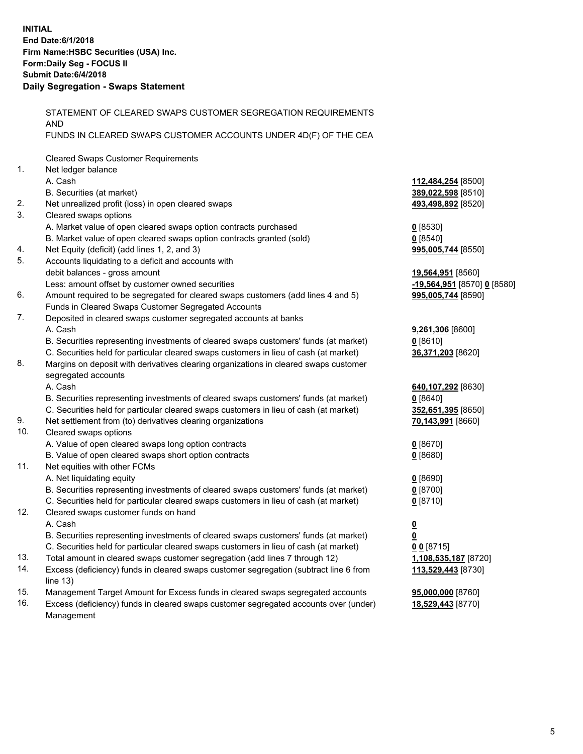**INITIAL**
**End Date:6/1/2018**
**Firm Name:HSBC Securities (USA) Inc.**
**Form:Daily Seg - FOCUS II**
**Submit Date:6/4/2018**
**Daily Segregation - Swaps Statement**

STATEMENT OF CLEARED SWAPS CUSTOMER SEGREGATION REQUIREMENTS AND FUNDS IN CLEARED SWAPS CUSTOMER ACCOUNTS UNDER 4D(F) OF THE CEA

| | | |
|---|---|---|
| | Cleared Swaps Customer Requirements | |
| 1. | Net ledger balance | |
| | A. Cash | **112,484,254** [8500] |
| | B. Securities (at market) | **389,022,598** [8510] |
| 2. | Net unrealized profit (loss) in open cleared swaps | **493,498,892** [8520] |
| 3. | Cleared swaps options | |
| | A. Market value of open cleared swaps option contracts purchased | **0** [8530] |
| | B. Market value of open cleared swaps option contracts granted (sold) | **0** [8540] |
| 4. | Net Equity (deficit) (add lines 1, 2, and 3) | **995,005,744** [8550] |
| 5. | Accounts liquidating to a deficit and accounts with debit balances - gross amount | **19,564,951** [8560] |
| | Less: amount offset by customer owned securities | **-19,564,951** [8570] **0** [8580] |
| 6. | Amount required to be segregated for cleared swaps customers (add lines 4 and 5) | **995,005,744** [8590] |
| | Funds in Cleared Swaps Customer Segregated Accounts | |
| 7. | Deposited in cleared swaps customer segregated accounts at banks | |
| | A. Cash | **9,261,306** [8600] |
| | B. Securities representing investments of cleared swaps customers' funds (at market) | **0** [8610] |
| | C. Securities held for particular cleared swaps customers in lieu of cash (at market) | **36,371,203** [8620] |
| 8. | Margins on deposit with derivatives clearing organizations in cleared swaps customer segregated accounts | |
| | A. Cash | **640,107,292** [8630] |
| | B. Securities representing investments of cleared swaps customers' funds (at market) | **0** [8640] |
| | C. Securities held for particular cleared swaps customers in lieu of cash (at market) | **352,651,395** [8650] |
| 9. | Net settlement from (to) derivatives clearing organizations | **70,143,991** [8660] |
| 10. | Cleared swaps options | |
| | A. Value of open cleared swaps long option contracts | **0** [8670] |
| | B. Value of open cleared swaps short option contracts | **0** [8680] |
| 11. | Net equities with other FCMs | |
| | A. Net liquidating equity | **0** [8690] |
| | B. Securities representing investments of cleared swaps customers' funds (at market) | **0** [8700] |
| | C. Securities held for particular cleared swaps customers in lieu of cash (at market) | **0** [8710] |
| 12. | Cleared swaps customer funds on hand | |
| | A. Cash | **0** |
| | B. Securities representing investments of cleared swaps customers' funds (at market) | **0** |
| | C. Securities held for particular cleared swaps customers in lieu of cash (at market) | **0** **0** [8715] |
| 13. | Total amount in cleared swaps customer segregation (add lines 7 through 12) | **1,108,535,187** [8720] |
| 14. | Excess (deficiency) funds in cleared swaps customer segregation (subtract line 6 from line 13) | **113,529,443** [8730] |
| 15. | Management Target Amount for Excess funds in cleared swaps segregated accounts | **95,000,000** [8760] |
| 16. | Excess (deficiency) funds in cleared swaps customer segregated accounts over (under) Management | **18,529,443** [8770] |